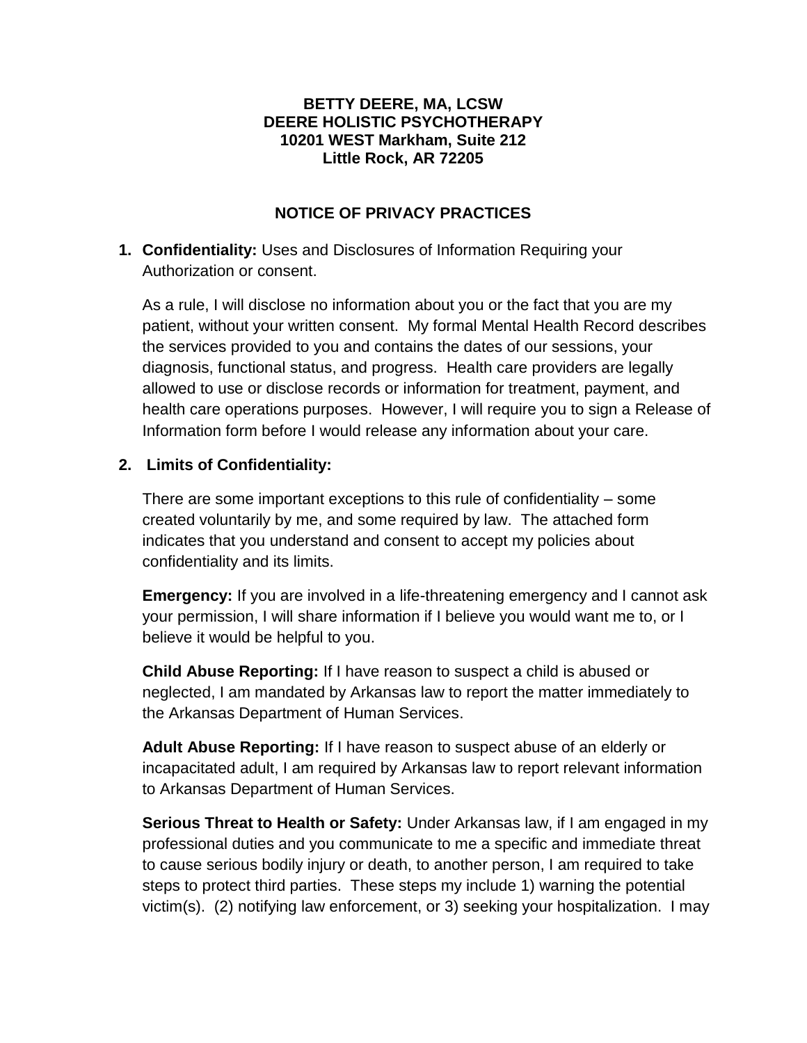**BETTY DEERE, MA, LCSW**
**DEERE HOLISTIC PSYCHOTHERAPY**
**10201 WEST Markham, Suite 212**
**Little Rock, AR 72205**

## NOTICE OF PRIVACY PRACTICES

1. **Confidentiality:** Uses and Disclosures of Information Requiring your Authorization or consent.

   As a rule, I will disclose no information about you or the fact that you are my patient, without your written consent. My formal Mental Health Record describes the services provided to you and contains the dates of our sessions, your diagnosis, functional status, and progress. Health care providers are legally allowed to use or disclose records or information for treatment, payment, and health care operations purposes. However, I will require you to sign a Release of Information form before I would release any information about your care.

2. **Limits of Confidentiality:**

   There are some important exceptions to this rule of confidentiality – some created voluntarily by me, and some required by law. The attached form indicates that you understand and consent to accept my policies about confidentiality and its limits.

   **Emergency:** If you are involved in a life-threatening emergency and I cannot ask your permission, I will share information if I believe you would want me to, or I believe it would be helpful to you.

   **Child Abuse Reporting:** If I have reason to suspect a child is abused or neglected, I am mandated by Arkansas law to report the matter immediately to the Arkansas Department of Human Services.

   **Adult Abuse Reporting:** If I have reason to suspect abuse of an elderly or incapacitated adult, I am required by Arkansas law to report relevant information to Arkansas Department of Human Services.

   **Serious Threat to Health or Safety:** Under Arkansas law, if I am engaged in my professional duties and you communicate to me a specific and immediate threat to cause serious bodily injury or death, to another person, I am required to take steps to protect third parties. These steps my include 1) warning the potential victim(s). (2) notifying law enforcement, or 3) seeking your hospitalization. I may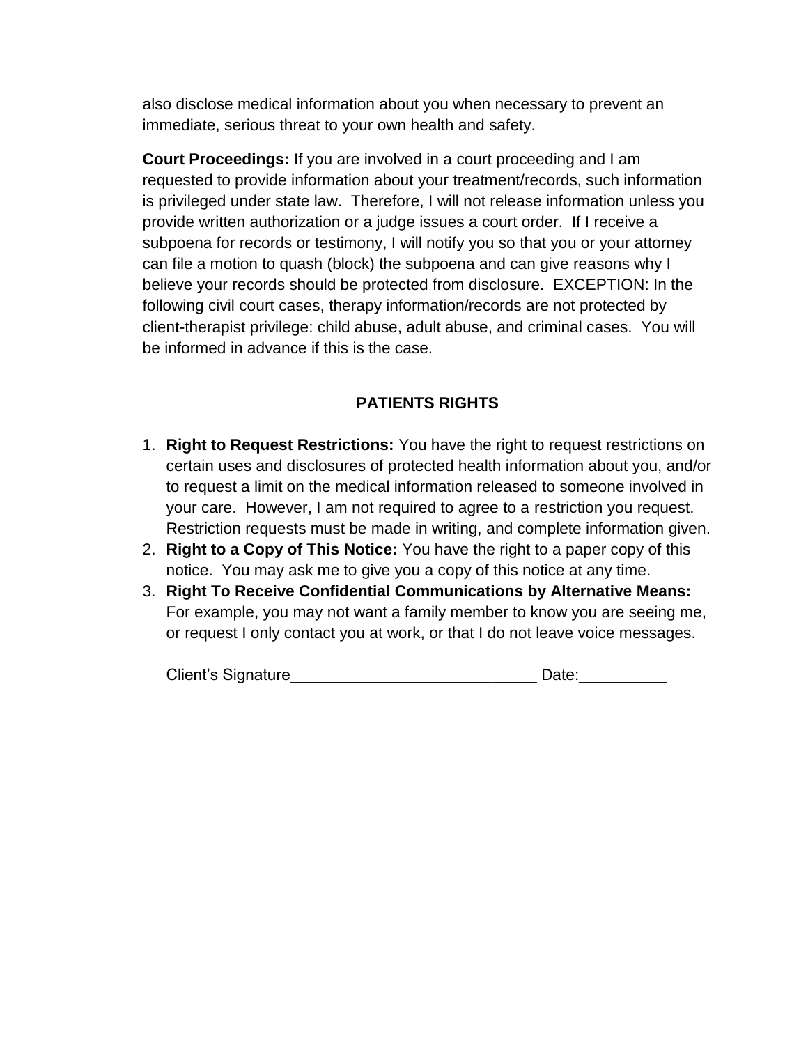also disclose medical information about you when necessary to prevent an immediate, serious threat to your own health and safety.

**Court Proceedings:** If you are involved in a court proceeding and I am requested to provide information about your treatment/records, such information is privileged under state law. Therefore, I will not release information unless you provide written authorization or a judge issues a court order. If I receive a subpoena for records or testimony, I will notify you so that you or your attorney can file a motion to quash (block) the subpoena and can give reasons why I believe your records should be protected from disclosure. EXCEPTION: In the following civil court cases, therapy information/records are not protected by client-therapist privilege: child abuse, adult abuse, and criminal cases. You will be informed in advance if this is the case.

## PATIENTS RIGHTS

1. **Right to Request Restrictions:** You have the right to request restrictions on certain uses and disclosures of protected health information about you, and/or to request a limit on the medical information released to someone involved in your care. However, I am not required to agree to a restriction you request. Restriction requests must be made in writing, and complete information given.
2. **Right to a Copy of This Notice:** You have the right to a paper copy of this notice. You may ask me to give you a copy of this notice at any time.
3. **Right To Receive Confidential Communications by Alternative Means:** For example, you may not want a family member to know you are seeing me, or request I only contact you at work, or that I do not leave voice messages.

Client's Signature____________________________ Date:__________